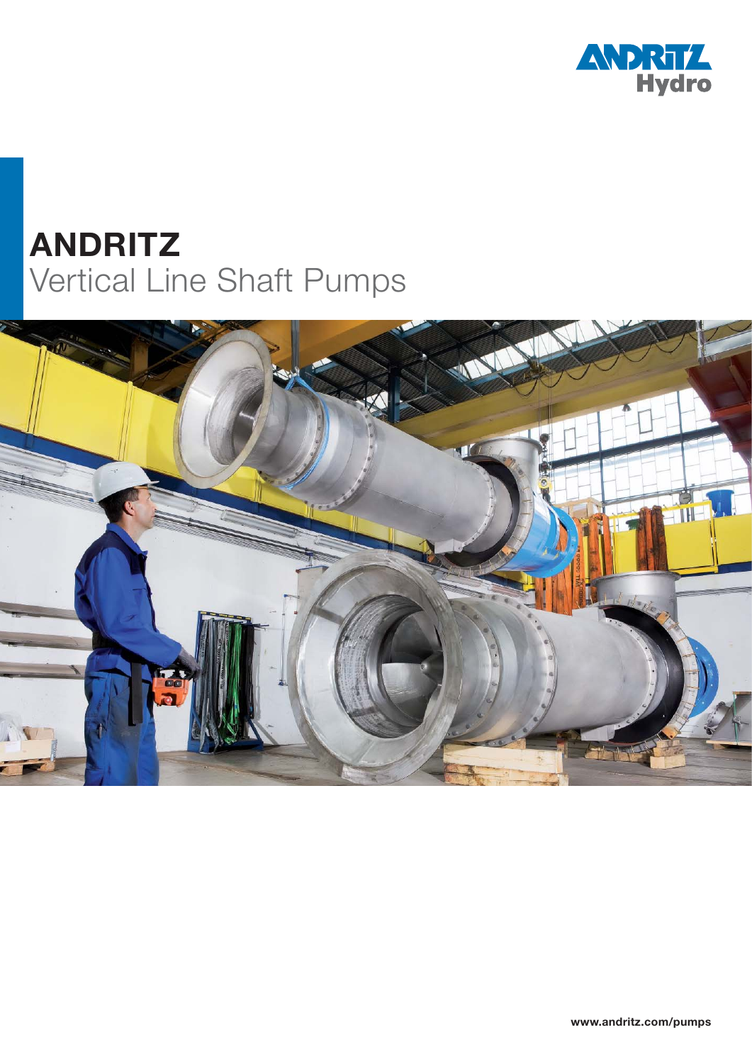ANDRITZ Hydro

# ANDRITZ
## Vertical Line Shaft Pumps

www.andritz.com/pumps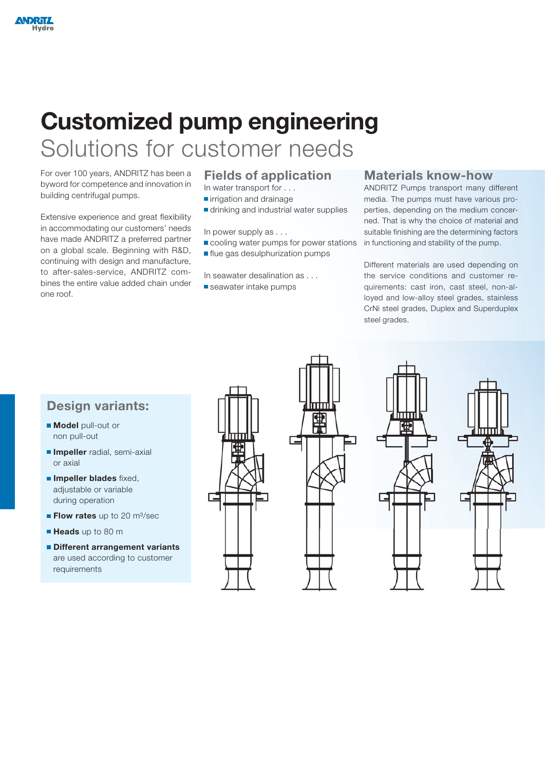# Customized pump engineering

## Solutions for customer needs

For over 100 years, ANDRITZ has been a byword for competence and innovation in building centrifugal pumps.

Extensive experience and great flexibility in accommodating our customers' needs have made ANDRITZ a preferred partner on a global scale. Beginning with R&D, continuing with design and manufacture, to after-sales-service, ANDRITZ combines the entire value added chain under one roof.

## Fields of application

In water transport for . . .

- irrigation and drainage
- drinking and industrial water supplies

In power supply as . . .

- cooling water pumps for power stations
- flue gas desulphurization pumps

In seawater desalination as . . .

- seawater intake pumps

## Materials know-how

ANDRITZ Pumps transport many different media. The pumps must have various properties, depending on the medium concerned. That is why the choice of material and suitable finishing are the determining factors in functioning and stability of the pump.

Different materials are used depending on the service conditions and customer requirements: cast iron, cast steel, non-alloyed and low-alloy steel grades, stainless CrNi steel grades, Duplex and Superduplex steel grades.

## Design variants:

- **Model** pull-out or non pull-out
- **Impeller** radial, semi-axial or axial
- **Impeller blades** fixed, adjustable or variable during operation
- **Flow rates** up to 20 $m^3$/sec
- **Heads** up to 80 m
- **Different arrangement variants** are used according to customer requirements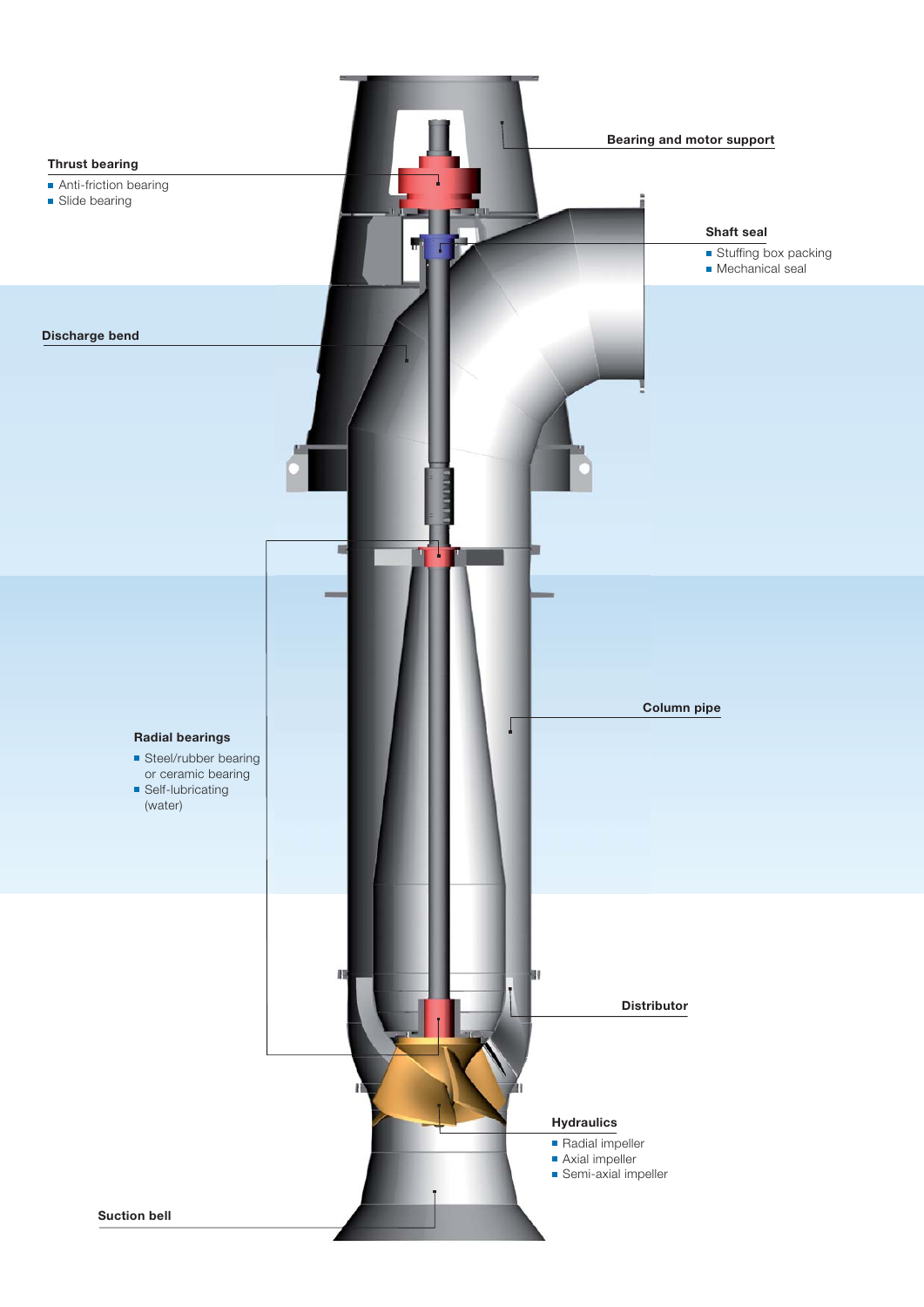**Bearing and motor support**

**Thrust bearing**

- Anti-friction bearing
- Slide bearing

**Shaft seal**

- Stuffing box packing
- Mechanical seal

**Discharge bend**

**Column pipe**

**Radial bearings**

- Steel/rubber bearing or ceramic bearing
- Self-lubricating (water)

**Distributor**

**Hydraulics**

- Radial impeller
- Axial impeller
- Semi-axial impeller

**Suction bell**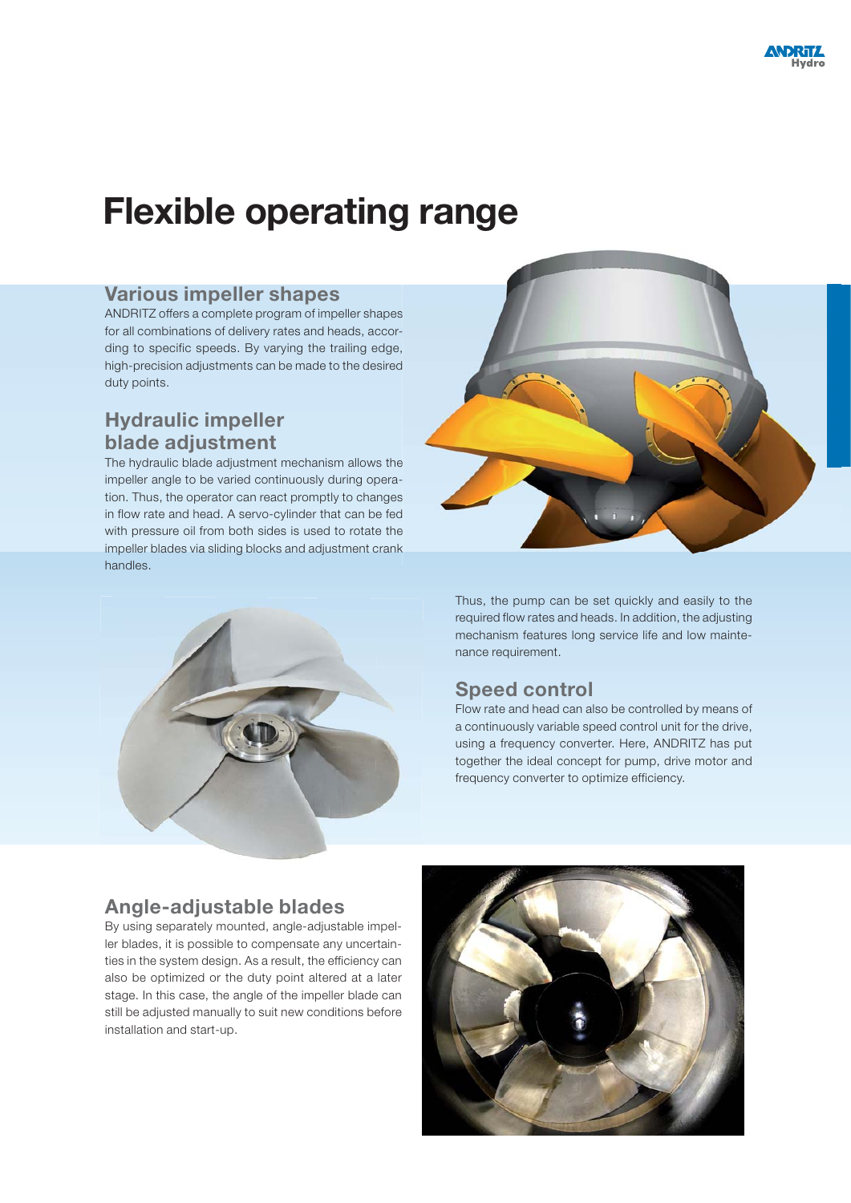# Flexible operating range

## Various impeller shapes

ANDRITZ offers a complete program of impeller shapes for all combinations of delivery rates and heads, according to specific speeds. By varying the trailing edge, high-precision adjustments can be made to the desired duty points.

## Hydraulic impeller blade adjustment

The hydraulic blade adjustment mechanism allows the impeller angle to be varied continuously during operation. Thus, the operator can react promptly to changes in flow rate and head. A servo-cylinder that can be fed with pressure oil from both sides is used to rotate the impeller blades via sliding blocks and adjustment crank handles.

Thus, the pump can be set quickly and easily to the required flow rates and heads. In addition, the adjusting mechanism features long service life and low maintenance requirement.

## Speed control

Flow rate and head can also be controlled by means of a continuously variable speed control unit for the drive, using a frequency converter. Here, ANDRITZ has put together the ideal concept for pump, drive motor and frequency converter to optimize efficiency.

## Angle-adjustable blades

By using separately mounted, angle-adjustable impeller blades, it is possible to compensate any uncertainties in the system design. As a result, the efficiency can also be optimized or the duty point altered at a later stage. In this case, the angle of the impeller blade can still be adjusted manually to suit new conditions before installation and start-up.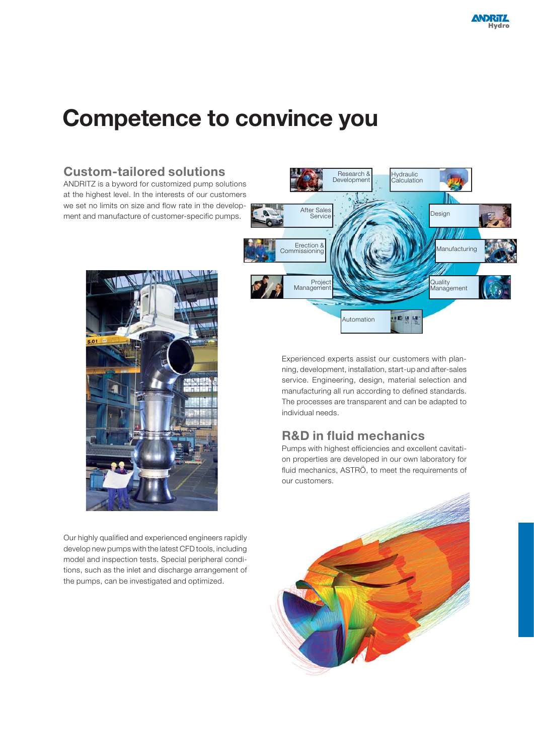# Competence to convince you

## Custom-tailored solutions

ANDRITZ is a byword for customized pump solutions at the highest level. In the interests of our customers we set no limits on size and flow rate in the development and manufacture of customer-specific pumps.

Research & Development

Hydraulic Calculation

After Sales Service

Design

Erection & Commissioning

Manufacturing

Project Management

Quality Management

Automation

Experienced experts assist our customers with planning, development, installation, start-up and after-sales service. Engineering, design, material selection and manufacturing all run according to defined standards. The processes are transparent and can be adapted to individual needs.

## R&D in fluid mechanics

Pumps with highest efficiencies and excellent cavitation properties are developed in our own laboratory for fluid mechanics, ASTRÖ, to meet the requirements of our customers.

Our highly qualified and experienced engineers rapidly develop new pumps with the latest CFD tools, including model and inspection tests. Special peripheral conditions, such as the inlet and discharge arrangement of the pumps, can be investigated and optimized.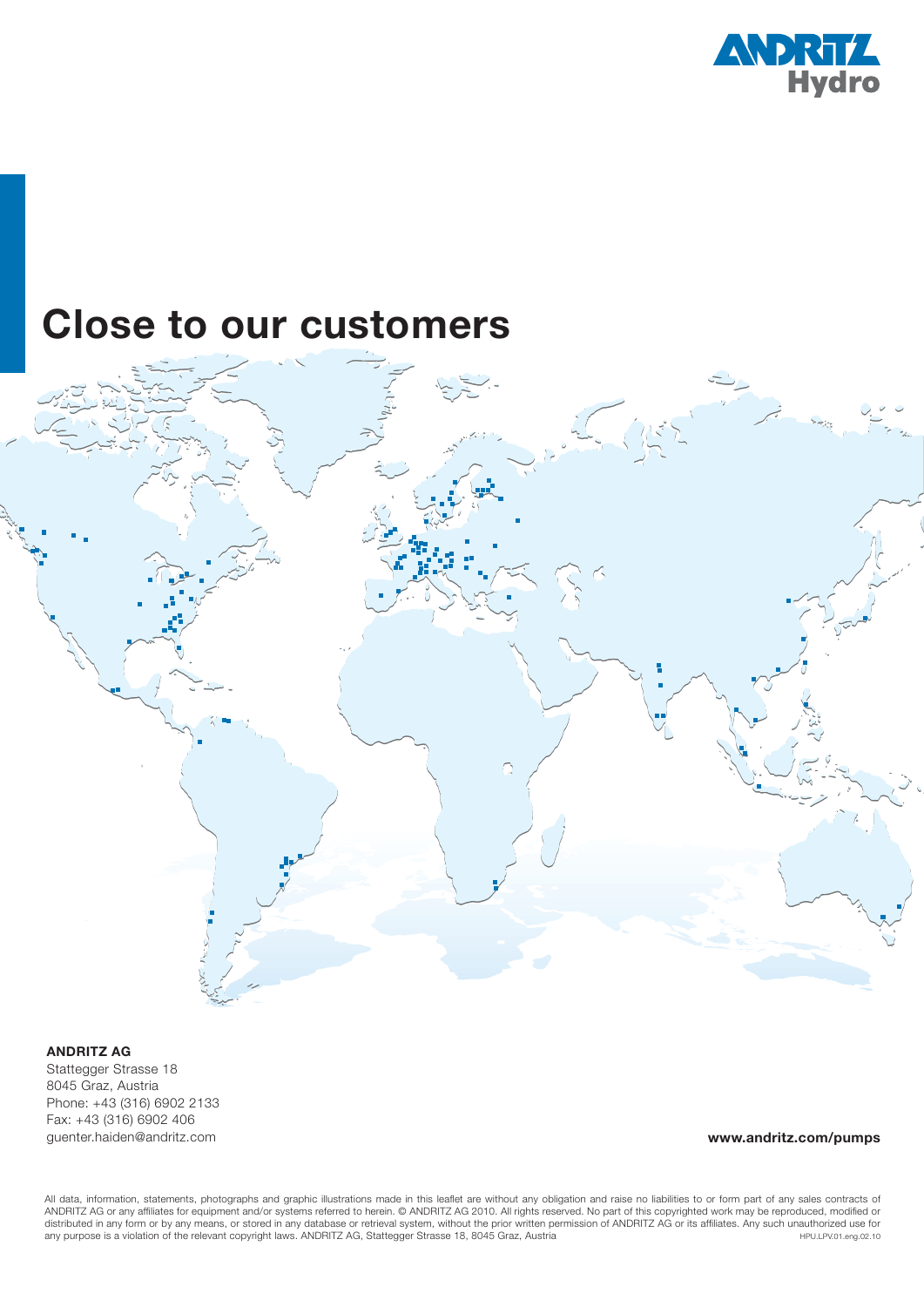# Close to our customers

**ANDRITZ AG**
Stattegger Strasse 18
8045 Graz, Austria
Phone: +43 (316) 6902 2133
Fax: +43 (316) 6902 406
guenter.haiden@andritz.com

**www.andritz.com/pumps**

All data, information, statements, photographs and graphic illustrations made in this leaflet are without any obligation and raise no liabilities to or form part of any sales contracts of ANDRITZ AG or any affiliates for equipment and/or systems referred to herein. © ANDRITZ AG 2010. All rights reserved. No part of this copyrighted work may be reproduced, modified or distributed in any form or by any means, or stored in any database or retrieval system, without the prior written permission of ANDRITZ AG or its affiliates. Any such unauthorized use for any purpose is a violation of the relevant copyright laws. ANDRITZ AG, Stattegger Strasse 18, 8045 Graz, Austria

HPU.LPV.01.eng.02.10